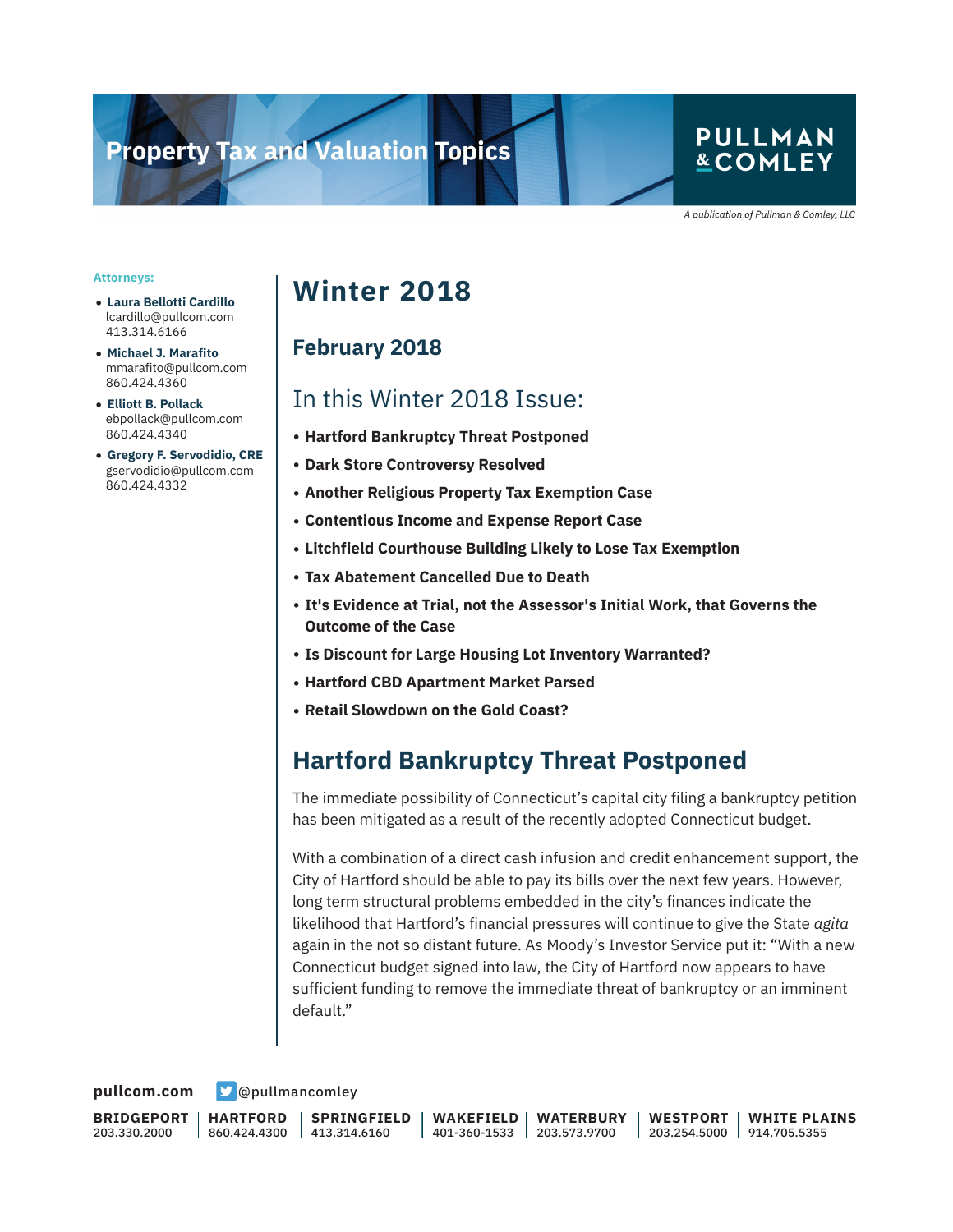# Property Tax and Valuation Topics

PULLMAN & COMLEY

*A publication of Pullman & Comley, LLC*

**Attorneys:**

- **Laura Bellotti Cardillo**
  lcardillo@pullcom.com
  413.314.6166
- **Michael J. Marafito**
  mmarafito@pullcom.com
  860.424.4360
- **Elliott B. Pollack**
  ebpollack@pullcom.com
  860.424.4340
- **Gregory F. Servodidio, CRE**
  gservodidio@pullcom.com
  860.424.4332

# Winter 2018

## February 2018

## In this Winter 2018 Issue:

- **Hartford Bankruptcy Threat Postponed**
- **Dark Store Controversy Resolved**
- **Another Religious Property Tax Exemption Case**
- **Contentious Income and Expense Report Case**
- **Litchfield Courthouse Building Likely to Lose Tax Exemption**
- **Tax Abatement Cancelled Due to Death**
- **It's Evidence at Trial, not the Assessor's Initial Work, that Governs the Outcome of the Case**
- **Is Discount for Large Housing Lot Inventory Warranted?**
- **Hartford CBD Apartment Market Parsed**
- **Retail Slowdown on the Gold Coast?**

## Hartford Bankruptcy Threat Postponed

The immediate possibility of Connecticut's capital city filing a bankruptcy petition has been mitigated as a result of the recently adopted Connecticut budget.

With a combination of a direct cash infusion and credit enhancement support, the City of Hartford should be able to pay its bills over the next few years. However, long term structural problems embedded in the city's finances indicate the likelihood that Hartford's financial pressures will continue to give the State *agita* again in the not so distant future. As Moody's Investor Service put it: "With a new Connecticut budget signed into law, the City of Hartford now appears to have sufficient funding to remove the immediate threat of bankruptcy or an imminent default."

pullcom.com @pullmancomley

| BRIDGEPORT | HARTFORD | SPRINGFIELD | WAKEFIELD | WATERBURY | WESTPORT | WHITE PLAINS |
|---|---|---|---|---|---|---|
| 203.330.2000 | 860.424.4300 | 413.314.6160 | 401-360-1533 | 203.573.9700 | 203.254.5000 | 914.705.5355 |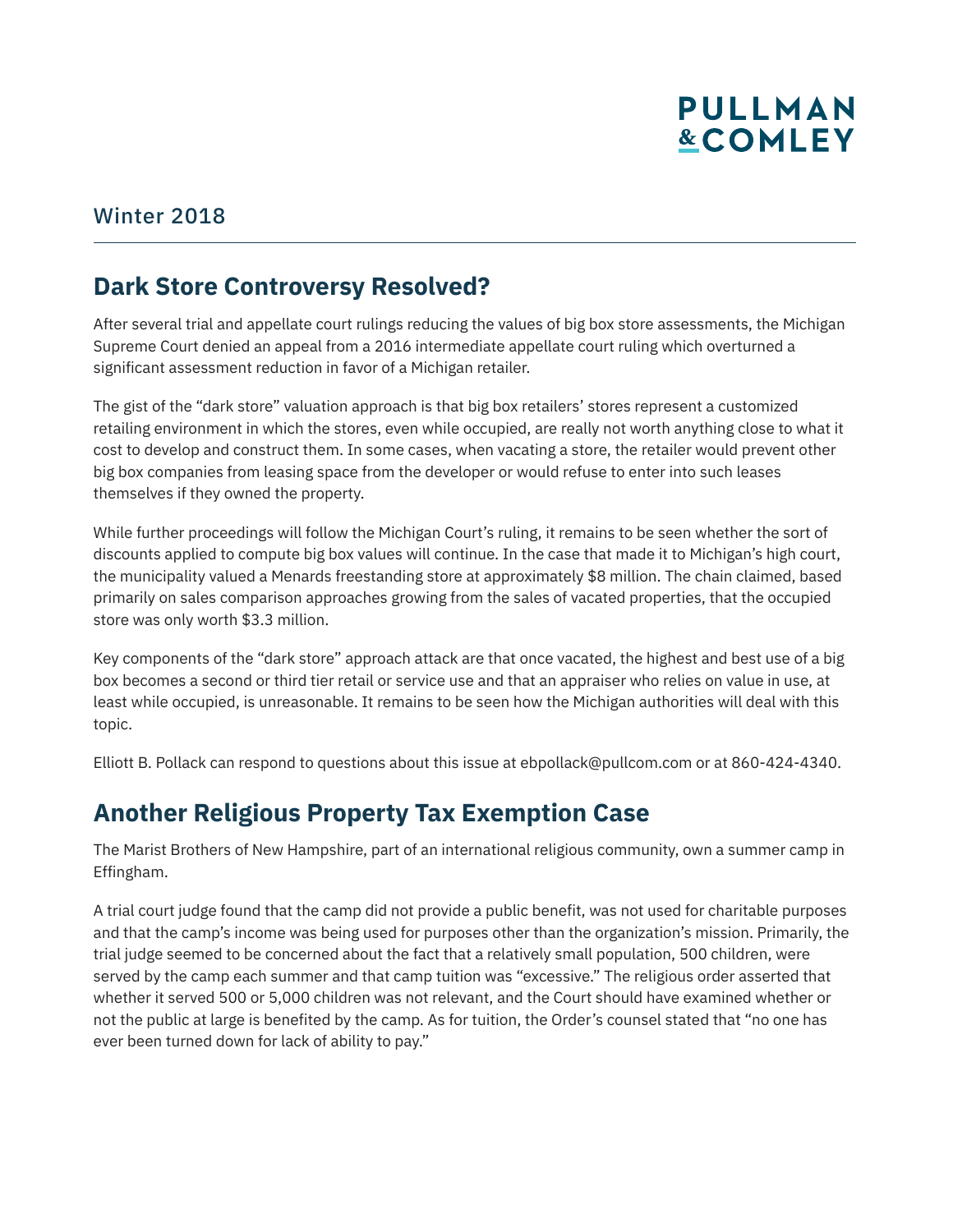Winter 2018

## Dark Store Controversy Resolved?

After several trial and appellate court rulings reducing the values of big box store assessments, the Michigan Supreme Court denied an appeal from a 2016 intermediate appellate court ruling which overturned a significant assessment reduction in favor of a Michigan retailer.

The gist of the "dark store" valuation approach is that big box retailers' stores represent a customized retailing environment in which the stores, even while occupied, are really not worth anything close to what it cost to develop and construct them. In some cases, when vacating a store, the retailer would prevent other big box companies from leasing space from the developer or would refuse to enter into such leases themselves if they owned the property.

While further proceedings will follow the Michigan Court's ruling, it remains to be seen whether the sort of discounts applied to compute big box values will continue. In the case that made it to Michigan's high court, the municipality valued a Menards freestanding store at approximately $8 million. The chain claimed, based primarily on sales comparison approaches growing from the sales of vacated properties, that the occupied store was only worth $3.3 million.

Key components of the "dark store" approach attack are that once vacated, the highest and best use of a big box becomes a second or third tier retail or service use and that an appraiser who relies on value in use, at least while occupied, is unreasonable. It remains to be seen how the Michigan authorities will deal with this topic.

Elliott B. Pollack can respond to questions about this issue at ebpollack@pullcom.com or at 860-424-4340.

## Another Religious Property Tax Exemption Case

The Marist Brothers of New Hampshire, part of an international religious community, own a summer camp in Effingham.

A trial court judge found that the camp did not provide a public benefit, was not used for charitable purposes and that the camp's income was being used for purposes other than the organization's mission. Primarily, the trial judge seemed to be concerned about the fact that a relatively small population, 500 children, were served by the camp each summer and that camp tuition was "excessive." The religious order asserted that whether it served 500 or 5,000 children was not relevant, and the Court should have examined whether or not the public at large is benefited by the camp. As for tuition, the Order's counsel stated that "no one has ever been turned down for lack of ability to pay."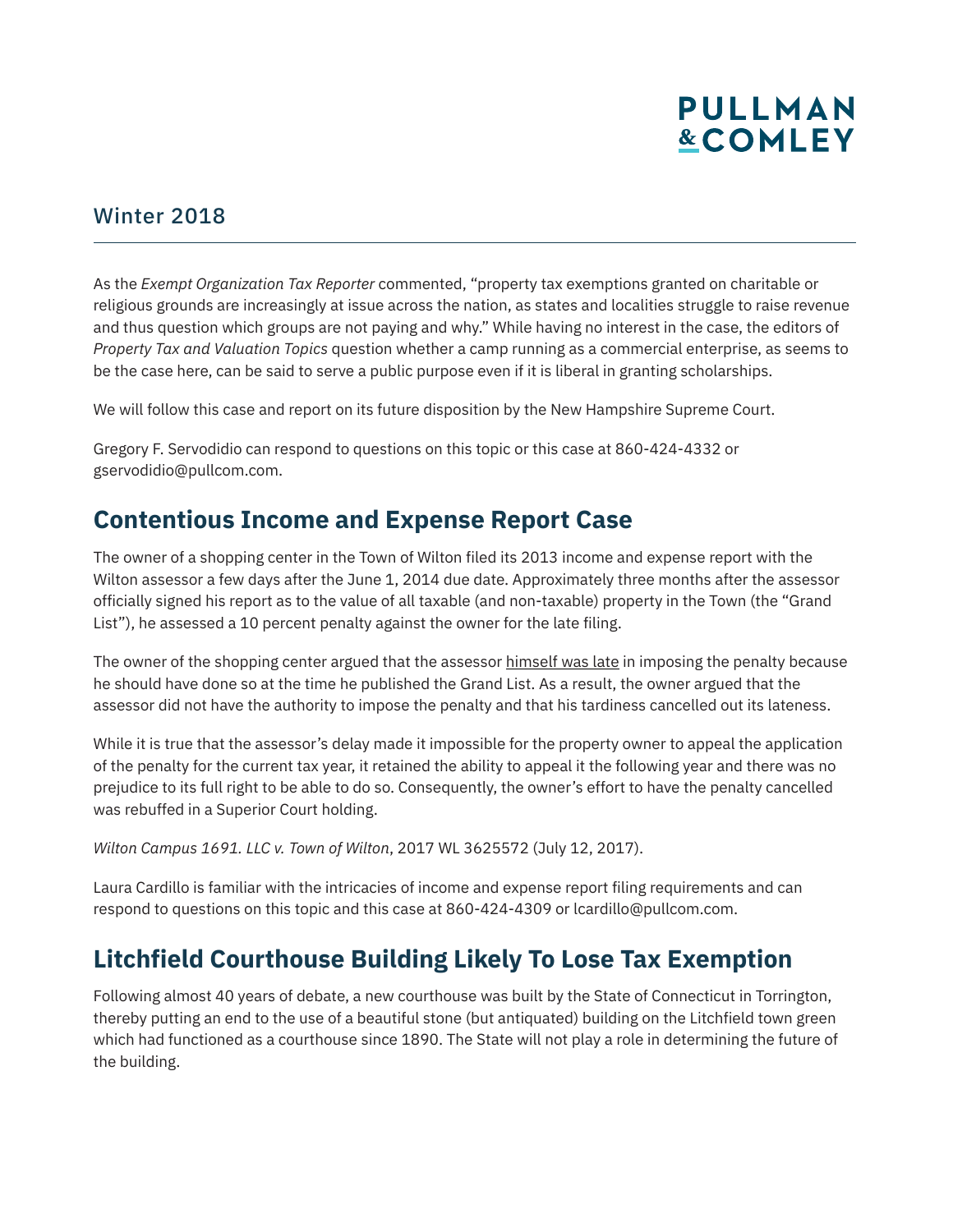## Winter 2018

As the *Exempt Organization Tax Reporter* commented, "property tax exemptions granted on charitable or religious grounds are increasingly at issue across the nation, as states and localities struggle to raise revenue and thus question which groups are not paying and why." While having no interest in the case, the editors of *Property Tax and Valuation Topics* question whether a camp running as a commercial enterprise, as seems to be the case here, can be said to serve a public purpose even if it is liberal in granting scholarships.

We will follow this case and report on its future disposition by the New Hampshire Supreme Court.

Gregory F. Servodidio can respond to questions on this topic or this case at 860-424-4332 or gservodidio@pullcom.com.

## Contentious Income and Expense Report Case

The owner of a shopping center in the Town of Wilton filed its 2013 income and expense report with the Wilton assessor a few days after the June 1, 2014 due date. Approximately three months after the assessor officially signed his report as to the value of all taxable (and non-taxable) property in the Town (the "Grand List"), he assessed a 10 percent penalty against the owner for the late filing.

The owner of the shopping center argued that the assessor himself was late in imposing the penalty because he should have done so at the time he published the Grand List. As a result, the owner argued that the assessor did not have the authority to impose the penalty and that his tardiness cancelled out its lateness.

While it is true that the assessor's delay made it impossible for the property owner to appeal the application of the penalty for the current tax year, it retained the ability to appeal it the following year and there was no prejudice to its full right to be able to do so. Consequently, the owner's effort to have the penalty cancelled was rebuffed in a Superior Court holding.

*Wilton Campus 1691. LLC v. Town of Wilton*, 2017 WL 3625572 (July 12, 2017).

Laura Cardillo is familiar with the intricacies of income and expense report filing requirements and can respond to questions on this topic and this case at 860-424-4309 or lcardillo@pullcom.com.

## Litchfield Courthouse Building Likely To Lose Tax Exemption

Following almost 40 years of debate, a new courthouse was built by the State of Connecticut in Torrington, thereby putting an end to the use of a beautiful stone (but antiquated) building on the Litchfield town green which had functioned as a courthouse since 1890. The State will not play a role in determining the future of the building.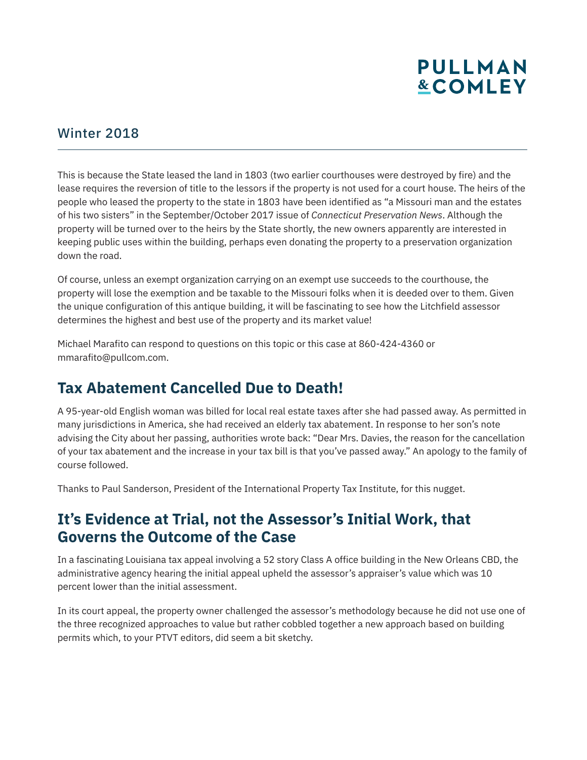This is because the State leased the land in 1803 (two earlier courthouses were destroyed by fire) and the lease requires the reversion of title to the lessors if the property is not used for a court house. The heirs of the people who leased the property to the state in 1803 have been identified as "a Missouri man and the estates of his two sisters" in the September/October 2017 issue of *Connecticut Preservation News*. Although the property will be turned over to the heirs by the State shortly, the new owners apparently are interested in keeping public uses within the building, perhaps even donating the property to a preservation organization down the road.

Of course, unless an exempt organization carrying on an exempt use succeeds to the courthouse, the property will lose the exemption and be taxable to the Missouri folks when it is deeded over to them. Given the unique configuration of this antique building, it will be fascinating to see how the Litchfield assessor determines the highest and best use of the property and its market value!

Michael Marafito can respond to questions on this topic or this case at 860-424-4360 or mmarafito@pullcom.com.

## Tax Abatement Cancelled Due to Death!

A 95-year-old English woman was billed for local real estate taxes after she had passed away. As permitted in many jurisdictions in America, she had received an elderly tax abatement. In response to her son's note advising the City about her passing, authorities wrote back: "Dear Mrs. Davies, the reason for the cancellation of your tax abatement and the increase in your tax bill is that you've passed away." An apology to the family of course followed.

Thanks to Paul Sanderson, President of the International Property Tax Institute, for this nugget.

## It's Evidence at Trial, not the Assessor's Initial Work, that Governs the Outcome of the Case

In a fascinating Louisiana tax appeal involving a 52 story Class A office building in the New Orleans CBD, the administrative agency hearing the initial appeal upheld the assessor's appraiser's value which was 10 percent lower than the initial assessment.

In its court appeal, the property owner challenged the assessor's methodology because he did not use one of the three recognized approaches to value but rather cobbled together a new approach based on building permits which, to your PTVT editors, did seem a bit sketchy.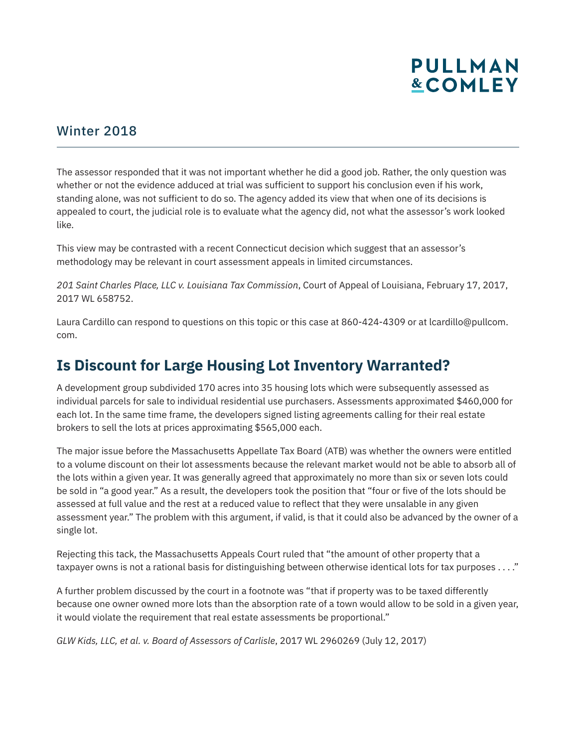The assessor responded that it was not important whether he did a good job. Rather, the only question was whether or not the evidence adduced at trial was sufficient to support his conclusion even if his work, standing alone, was not sufficient to do so. The agency added its view that when one of its decisions is appealed to court, the judicial role is to evaluate what the agency did, not what the assessor's work looked like.

This view may be contrasted with a recent Connecticut decision which suggest that an assessor's methodology may be relevant in court assessment appeals in limited circumstances.

*201 Saint Charles Place, LLC v. Louisiana Tax Commission*, Court of Appeal of Louisiana, February 17, 2017, 2017 WL 658752.

Laura Cardillo can respond to questions on this topic or this case at 860-424-4309 or at lcardillo@pullcom.com.

## Is Discount for Large Housing Lot Inventory Warranted?

A development group subdivided 170 acres into 35 housing lots which were subsequently assessed as individual parcels for sale to individual residential use purchasers. Assessments approximated $460,000 for each lot. In the same time frame, the developers signed listing agreements calling for their real estate brokers to sell the lots at prices approximating $565,000 each.

The major issue before the Massachusetts Appellate Tax Board (ATB) was whether the owners were entitled to a volume discount on their lot assessments because the relevant market would not be able to absorb all of the lots within a given year. It was generally agreed that approximately no more than six or seven lots could be sold in "a good year." As a result, the developers took the position that "four or five of the lots should be assessed at full value and the rest at a reduced value to reflect that they were unsalable in any given assessment year." The problem with this argument, if valid, is that it could also be advanced by the owner of a single lot.

Rejecting this tack, the Massachusetts Appeals Court ruled that "the amount of other property that a taxpayer owns is not a rational basis for distinguishing between otherwise identical lots for tax purposes . . . ."

A further problem discussed by the court in a footnote was "that if property was to be taxed differently because one owner owned more lots than the absorption rate of a town would allow to be sold in a given year, it would violate the requirement that real estate assessments be proportional."

*GLW Kids, LLC, et al. v. Board of Assessors of Carlisle*, 2017 WL 2960269 (July 12, 2017)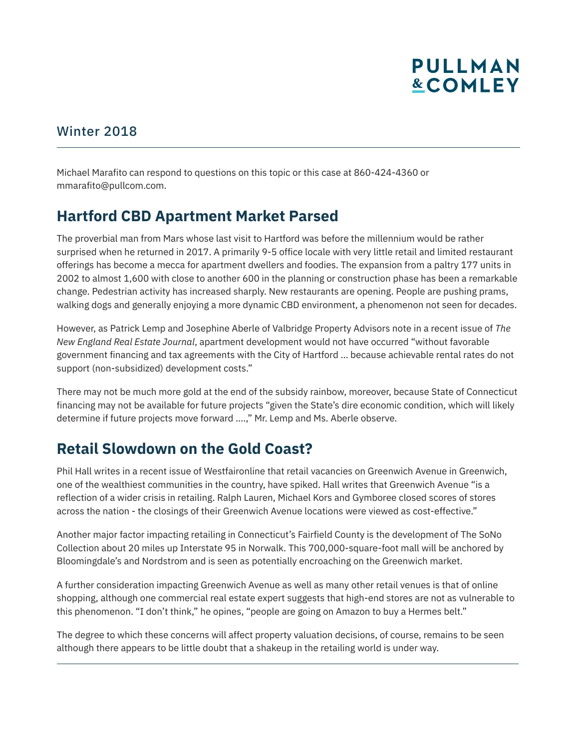Michael Marafito can respond to questions on this topic or this case at 860-424-4360 or mmarafito@pullcom.com.

## Hartford CBD Apartment Market Parsed

The proverbial man from Mars whose last visit to Hartford was before the millennium would be rather surprised when he returned in 2017. A primarily 9-5 office locale with very little retail and limited restaurant offerings has become a mecca for apartment dwellers and foodies. The expansion from a paltry 177 units in 2002 to almost 1,600 with close to another 600 in the planning or construction phase has been a remarkable change. Pedestrian activity has increased sharply. New restaurants are opening. People are pushing prams, walking dogs and generally enjoying a more dynamic CBD environment, a phenomenon not seen for decades.

However, as Patrick Lemp and Josephine Aberle of Valbridge Property Advisors note in a recent issue of *The New England Real Estate Journal*, apartment development would not have occurred "without favorable government financing and tax agreements with the City of Hartford ... because achievable rental rates do not support (non-subsidized) development costs."

There may not be much more gold at the end of the subsidy rainbow, moreover, because State of Connecticut financing may not be available for future projects "given the State's dire economic condition, which will likely determine if future projects move forward ....," Mr. Lemp and Ms. Aberle observe.

## Retail Slowdown on the Gold Coast?

Phil Hall writes in a recent issue of Westfaironline that retail vacancies on Greenwich Avenue in Greenwich, one of the wealthiest communities in the country, have spiked. Hall writes that Greenwich Avenue "is a reflection of a wider crisis in retailing. Ralph Lauren, Michael Kors and Gymboree closed scores of stores across the nation - the closings of their Greenwich Avenue locations were viewed as cost-effective."

Another major factor impacting retailing in Connecticut's Fairfield County is the development of The SoNo Collection about 20 miles up Interstate 95 in Norwalk. This 700,000-square-foot mall will be anchored by Bloomingdale's and Nordstrom and is seen as potentially encroaching on the Greenwich market.

A further consideration impacting Greenwich Avenue as well as many other retail venues is that of online shopping, although one commercial real estate expert suggests that high-end stores are not as vulnerable to this phenomenon. "I don't think," he opines, "people are going on Amazon to buy a Hermes belt."

The degree to which these concerns will affect property valuation decisions, of course, remains to be seen although there appears to be little doubt that a shakeup in the retailing world is under way.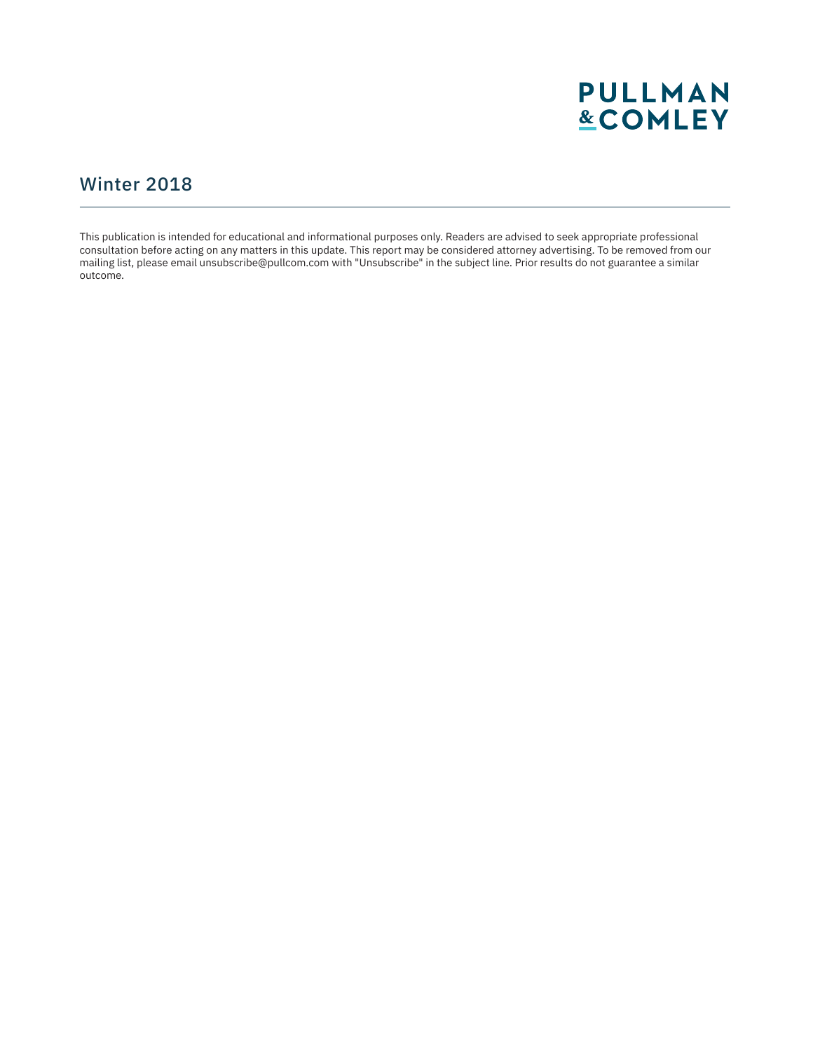PULLMAN & COMLEY

## Winter 2018

---

This publication is intended for educational and informational purposes only. Readers are advised to seek appropriate professional consultation before acting on any matters in this update. This report may be considered attorney advertising. To be removed from our mailing list, please email unsubscribe@pullcom.com with "Unsubscribe" in the subject line. Prior results do not guarantee a similar outcome.